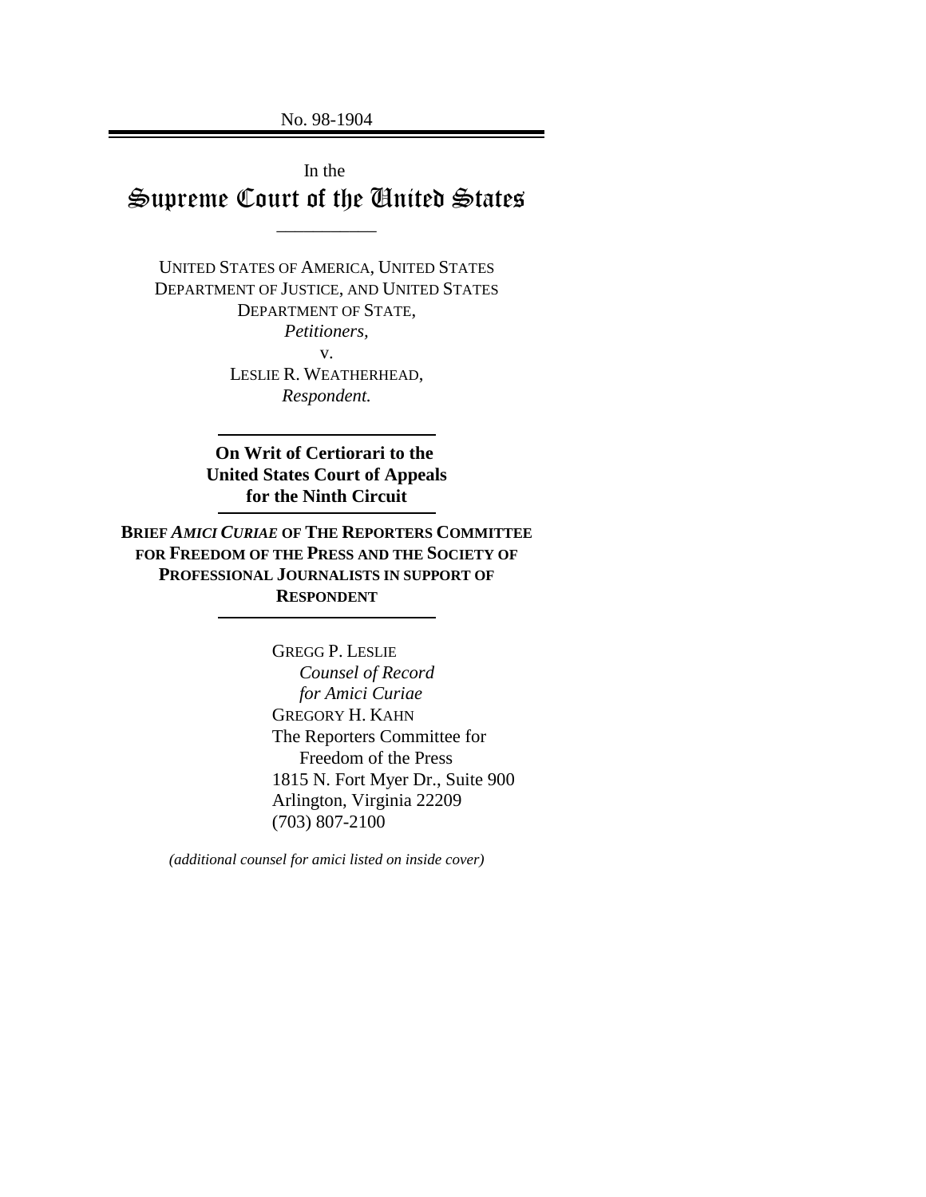No. 98-1904

In the

# Supreme Court of the United States

UNITED STATES OF AMERICA, UNITED STATES DEPARTMENT OF JUSTICE, AND UNITED STATES DEPARTMENT OF STATE,

*Petitioners,*

v.

LESLIE R. WEATHERHEAD,

*Respondent.*

**On Writ of Certiorari to the United States Court of Appeals for the Ninth Circuit**

**BRIEF *AMICI CURIAE* OF THE REPORTERS COMMITTEE FOR FREEDOM OF THE PRESS AND THE SOCIETY OF PROFESSIONAL JOURNALISTS IN SUPPORT OF RESPONDENT**

GREGG P. LESLIE
*Counsel of Record*
*for Amici Curiae*
GREGORY H. KAHN
The Reporters Committee for
Freedom of the Press
1815 N. Fort Myer Dr., Suite 900
Arlington, Virginia 22209
(703) 807-2100

*(additional counsel for amici listed on inside cover)*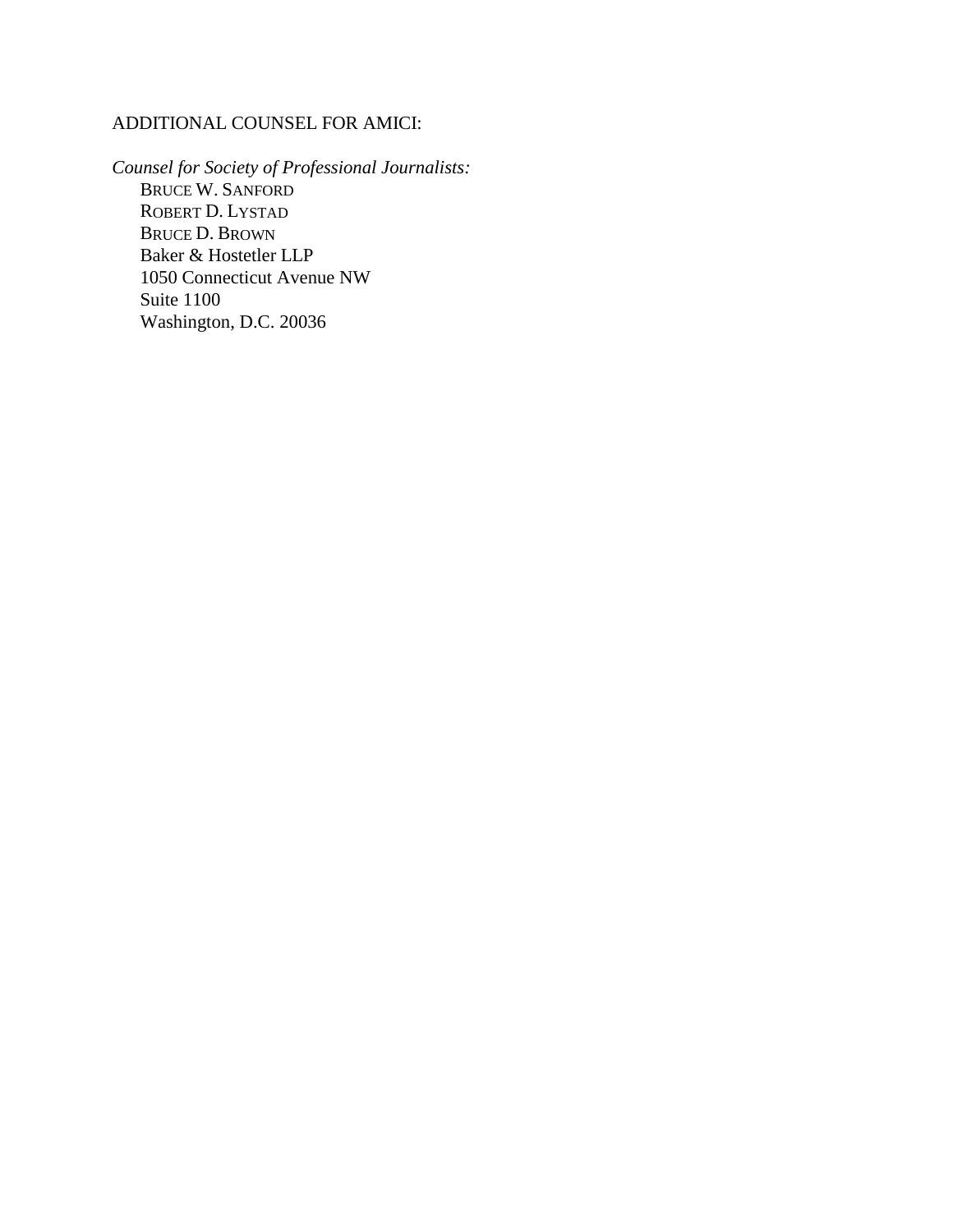ADDITIONAL COUNSEL FOR AMICI:

*Counsel for Society of Professional Journalists:*

BRUCE W. SANFORD
ROBERT D. LYSTAD
BRUCE D. BROWN
Baker & Hostetler LLP
1050 Connecticut Avenue NW
Suite 1100
Washington, D.C. 20036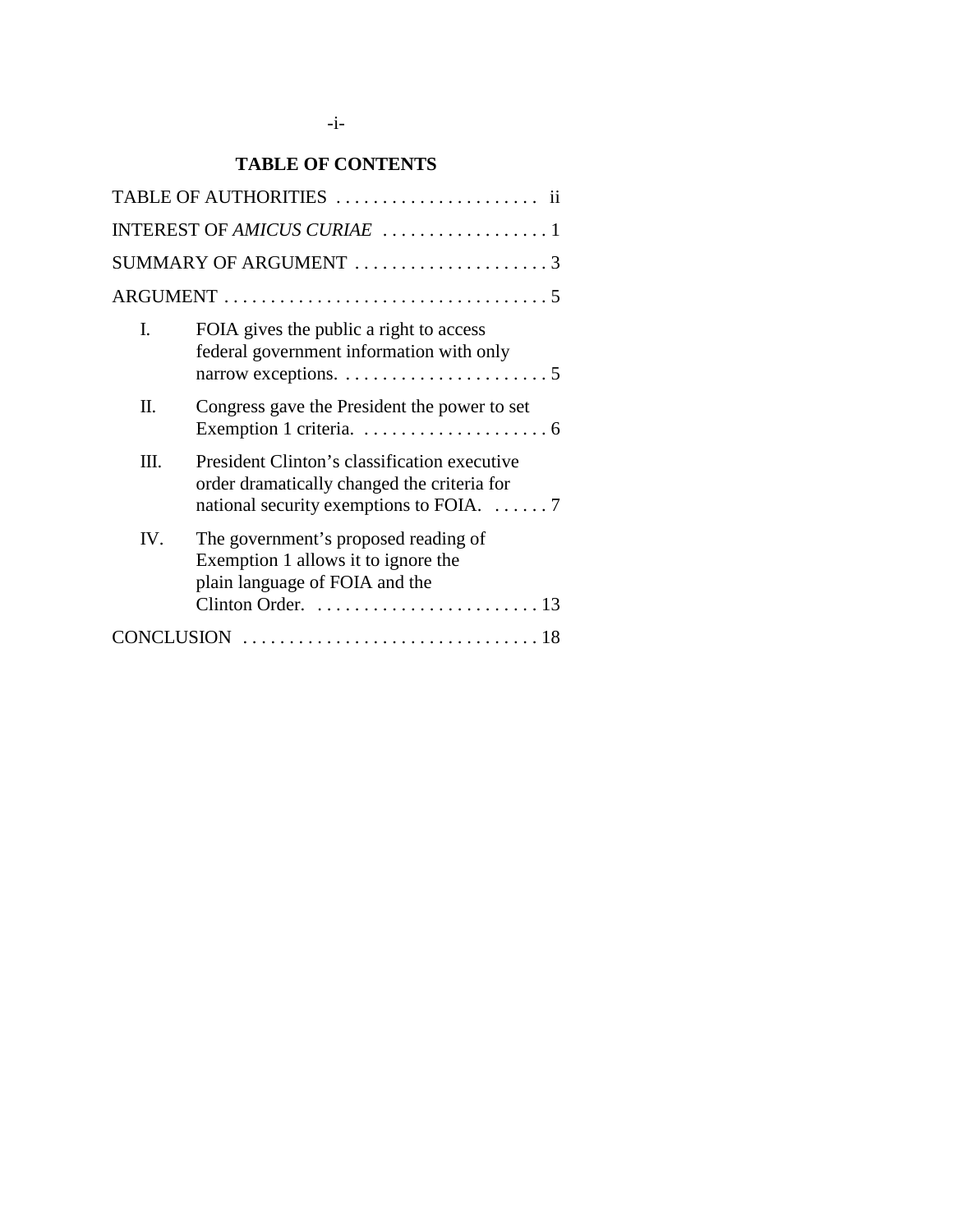# TABLE OF CONTENTS

TABLE OF AUTHORITIES . . . . . . . . . . . . . . . . . . . . . . ii

INTEREST OF *AMICUS CURIAE* . . . . . . . . . . . . . . . . . . 1

SUMMARY OF ARGUMENT . . . . . . . . . . . . . . . . . . . . . 3

ARGUMENT . . . . . . . . . . . . . . . . . . . . . . . . . . . . . . . . . . . 5

I. FOIA gives the public a right to access federal government information with only narrow exceptions. . . . . . . . . . . . . . . . . . . . . . . 5

II. Congress gave the President the power to set Exemption 1 criteria. . . . . . . . . . . . . . . . . . . . . 6

III. President Clinton's classification executive order dramatically changed the criteria for national security exemptions to FOIA. . . . . . . 7

IV. The government's proposed reading of Exemption 1 allows it to ignore the plain language of FOIA and the Clinton Order. . . . . . . . . . . . . . . . . . . . . . . . . 13

CONCLUSION . . . . . . . . . . . . . . . . . . . . . . . . . . . . . . . . 18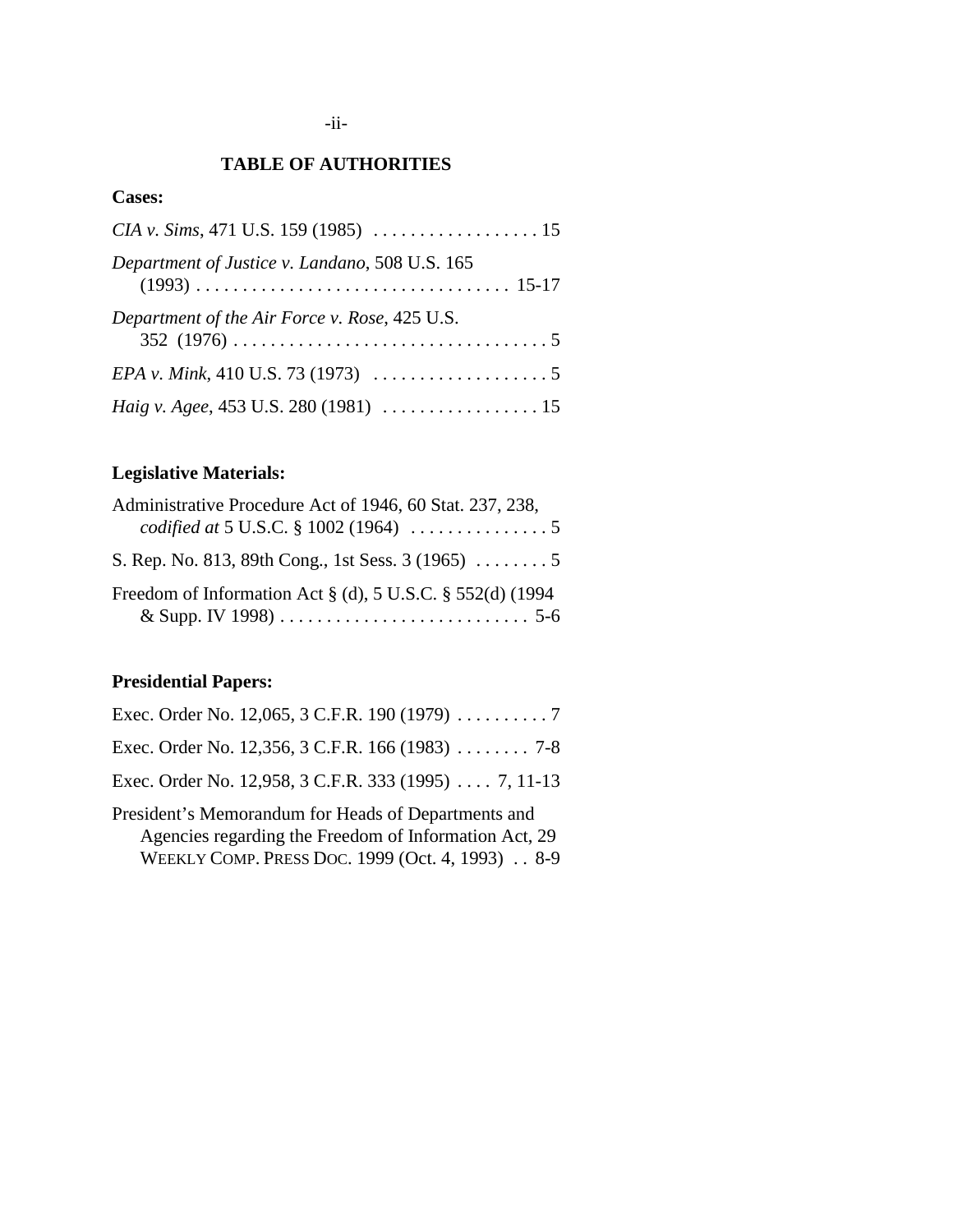## TABLE OF AUTHORITIES

**Cases:**

*CIA v. Sims*, 471 U.S. 159 (1985) . . . . . . . . . . . . . . . . . . 15

*Department of Justice v. Landano*, 508 U.S. 165 (1993) . . . . . . . . . . . . . . . . . . . . . . . . . . . . . . . . . . 15-17

*Department of the Air Force v. Rose*, 425 U.S. 352 (1976) . . . . . . . . . . . . . . . . . . . . . . . . . . . . . . . . . . . 5

*EPA v. Mink*, 410 U.S. 73 (1973) . . . . . . . . . . . . . . . . . . . 5

*Haig v. Agee*, 453 U.S. 280 (1981) . . . . . . . . . . . . . . . . . 15

**Legislative Materials:**

Administrative Procedure Act of 1946, 60 Stat. 237, 238, *codified at* 5 U.S.C. § 1002 (1964) . . . . . . . . . . . . . . . 5

S. Rep. No. 813, 89th Cong., 1st Sess. 3 (1965) . . . . . . . . 5

Freedom of Information Act § (d), 5 U.S.C. § 552(d) (1994 & Supp. IV 1998) . . . . . . . . . . . . . . . . . . . . . . . . . . . 5-6

**Presidential Papers:**

Exec. Order No. 12,065, 3 C.F.R. 190 (1979) . . . . . . . . . . 7

Exec. Order No. 12,356, 3 C.F.R. 166 (1983) . . . . . . . . 7-8

Exec. Order No. 12,958, 3 C.F.R. 333 (1995) . . . . 7, 11-13

President's Memorandum for Heads of Departments and Agencies regarding the Freedom of Information Act, 29 WEEKLY COMP. PRESS DOC. 1999 (Oct. 4, 1993) . . 8-9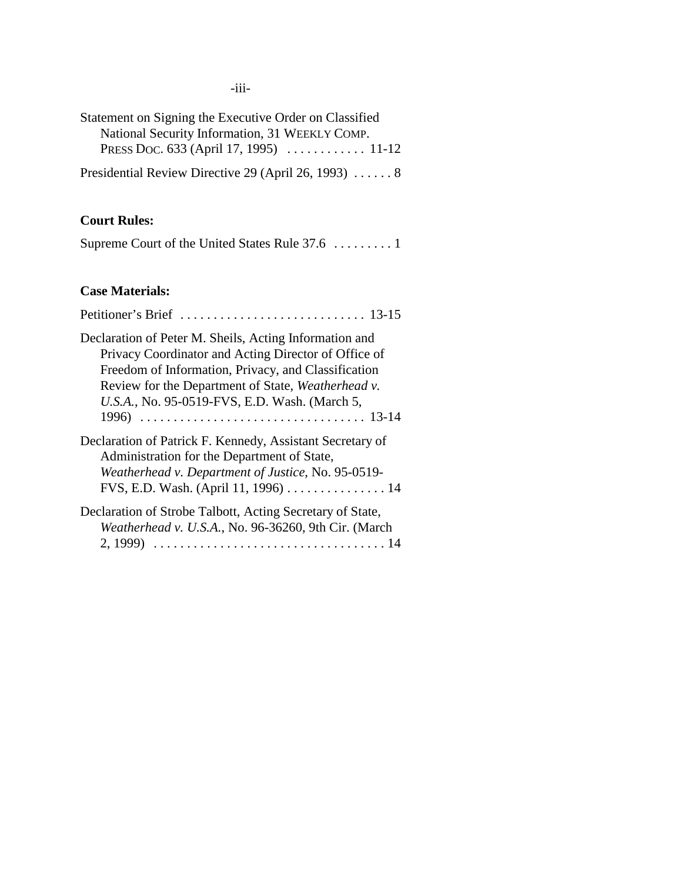Statement on Signing the Executive Order on Classified National Security Information, 31 WEEKLY COMP. PRESS DOC. 633 (April 17, 1995) . . . . . . . . . . . . 11-12

Presidential Review Directive 29 (April 26, 1993) . . . . . . 8

**Court Rules:**

Supreme Court of the United States Rule 37.6 . . . . . . . . . 1

**Case Materials:**

Petitioner's Brief . . . . . . . . . . . . . . . . . . . . . . . . . . . . 13-15

Declaration of Peter M. Sheils, Acting Information and Privacy Coordinator and Acting Director of Office of Freedom of Information, Privacy, and Classification Review for the Department of State, *Weatherhead v. U.S.A.*, No. 95-0519-FVS, E.D. Wash. (March 5, 1996) . . . . . . . . . . . . . . . . . . . . . . . . . . . . . . . . . . 13-14

Declaration of Patrick F. Kennedy, Assistant Secretary of Administration for the Department of State, *Weatherhead v. Department of Justice*, No. 95-0519-FVS, E.D. Wash. (April 11, 1996) . . . . . . . . . . . . . . . 14

Declaration of Strobe Talbott, Acting Secretary of State, *Weatherhead v. U.S.A.*, No. 96-36260, 9th Cir. (March 2, 1999) . . . . . . . . . . . . . . . . . . . . . . . . . . . . . . . . . . . 14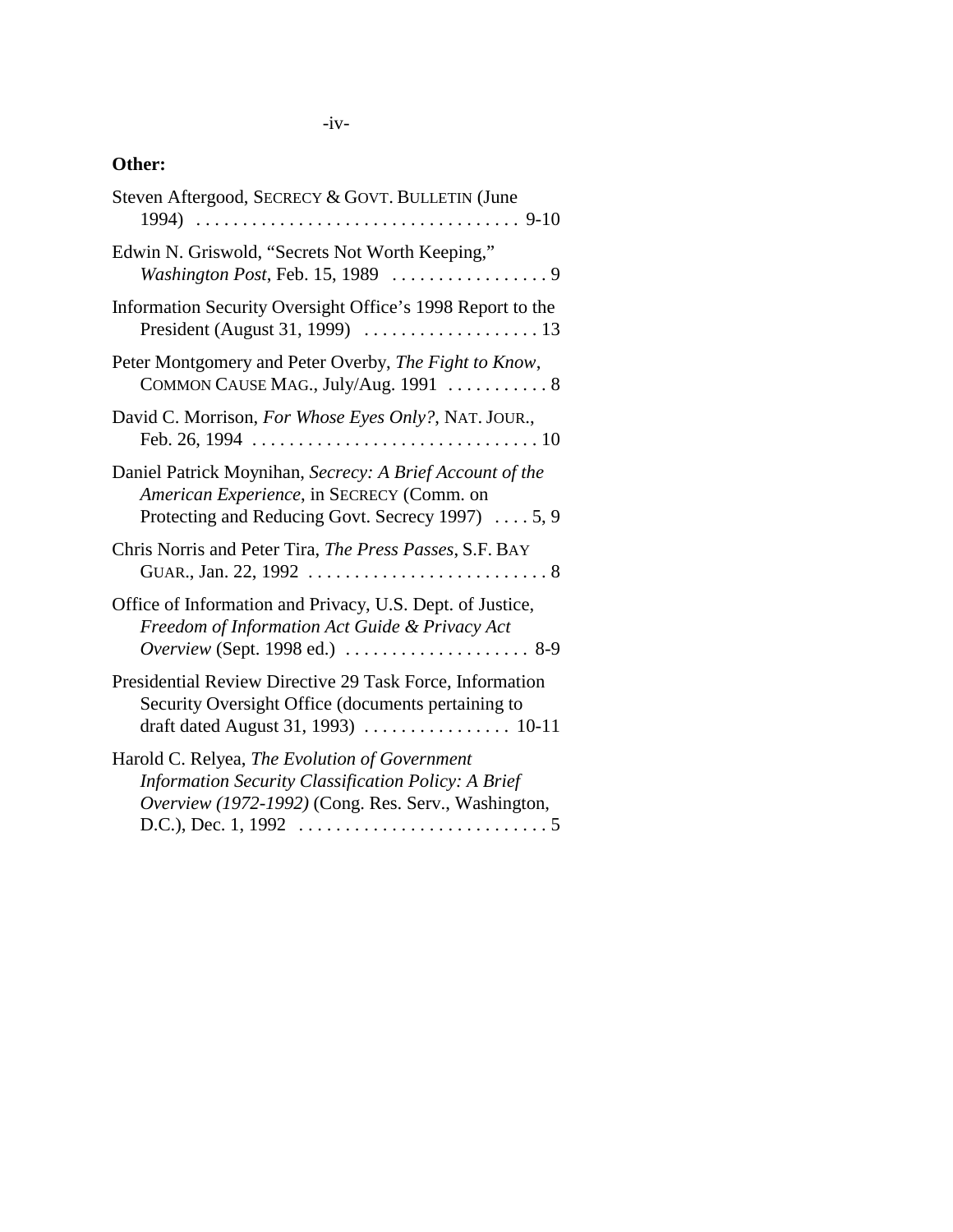**Other:**

Steven Aftergood, SECRECY & GOVT. BULLETIN (June 1994) . . . . . . . . . . . . . . . . . . . . . . . . . . . . . . . . . . . 9-10

Edwin N. Griswold, "Secrets Not Worth Keeping," *Washington Post*, Feb. 15, 1989 . . . . . . . . . . . . . . . . . 9

Information Security Oversight Office's 1998 Report to the President (August 31, 1999) . . . . . . . . . . . . . . . . . . . 13

Peter Montgomery and Peter Overby, *The Fight to Know*, COMMON CAUSE MAG., July/Aug. 1991 . . . . . . . . . . . 8

David C. Morrison, *For Whose Eyes Only?*, NAT. JOUR., Feb. 26, 1994 . . . . . . . . . . . . . . . . . . . . . . . . . . . . . . . 10

Daniel Patrick Moynihan, *Secrecy: A Brief Account of the American Experience*, in SECRECY (Comm. on Protecting and Reducing Govt. Secrecy 1997) . . . . 5, 9

Chris Norris and Peter Tira, *The Press Passes*, S.F. BAY GUAR., Jan. 22, 1992 . . . . . . . . . . . . . . . . . . . . . . . . . . 8

Office of Information and Privacy, U.S. Dept. of Justice, *Freedom of Information Act Guide & Privacy Act Overview* (Sept. 1998 ed.) . . . . . . . . . . . . . . . . . . . . 8-9

Presidential Review Directive 29 Task Force, Information Security Oversight Office (documents pertaining to draft dated August 31, 1993) . . . . . . . . . . . . . . . . 10-11

Harold C. Relyea, *The Evolution of Government Information Security Classification Policy: A Brief Overview (1972-1992)* (Cong. Res. Serv., Washington, D.C.), Dec. 1, 1992 . . . . . . . . . . . . . . . . . . . . . . . . . . . 5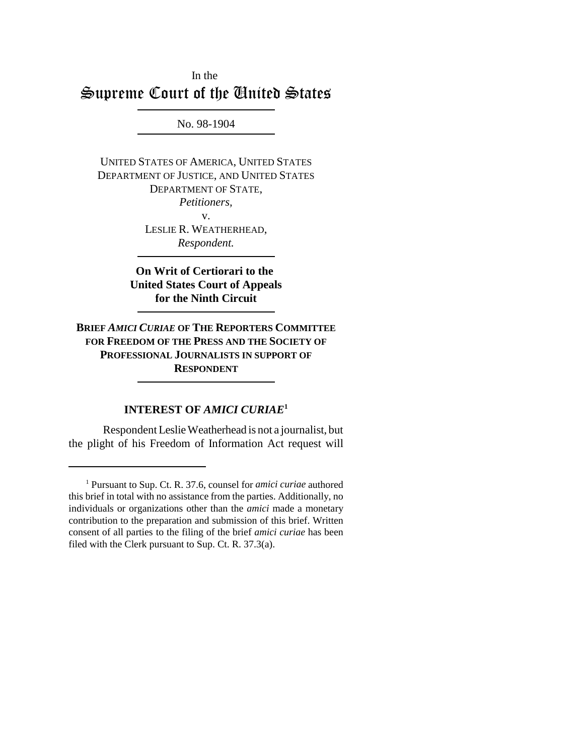In the

# Supreme Court of the United States

No. 98-1904

UNITED STATES OF AMERICA, UNITED STATES DEPARTMENT OF JUSTICE, AND UNITED STATES DEPARTMENT OF STATE,
*Petitioners,*
v.
LESLIE R. WEATHERHEAD,
*Respondent.*

**On Writ of Certiorari to the United States Court of Appeals for the Ninth Circuit**

**BRIEF *AMICI CURIAE* OF THE REPORTERS COMMITTEE FOR FREEDOM OF THE PRESS AND THE SOCIETY OF PROFESSIONAL JOURNALISTS IN SUPPORT OF RESPONDENT**

## INTEREST OF *AMICI CURIAE*[1]

Respondent Leslie Weatherhead is not a journalist, but the plight of his Freedom of Information Act request will

---

[1] Pursuant to Sup. Ct. R. 37.6, counsel for *amici curiae* authored this brief in total with no assistance from the parties. Additionally, no individuals or organizations other than the *amici* made a monetary contribution to the preparation and submission of this brief. Written consent of all parties to the filing of the brief *amici curiae* has been filed with the Clerk pursuant to Sup. Ct. R. 37.3(a).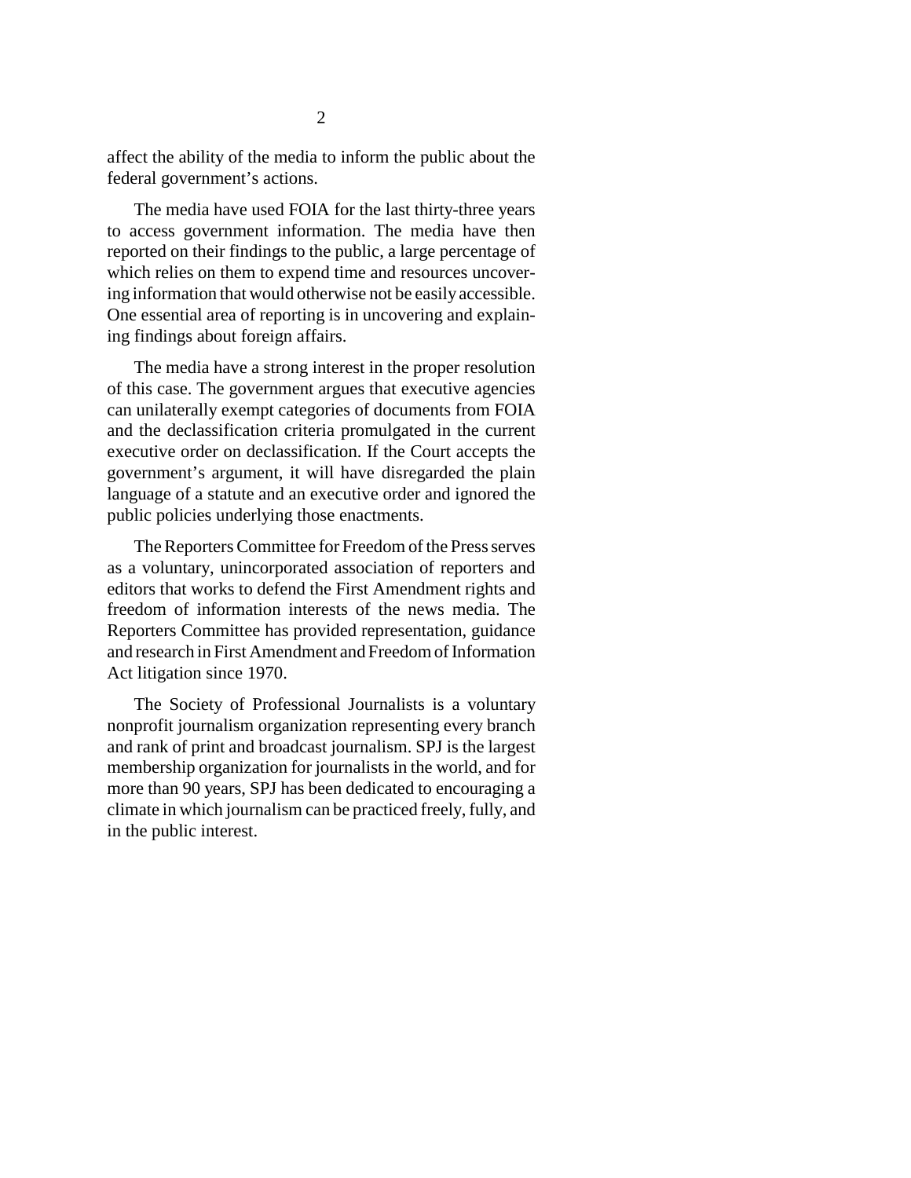affect the ability of the media to inform the public about the federal government's actions.

The media have used FOIA for the last thirty-three years to access government information. The media have then reported on their findings to the public, a large percentage of which relies on them to expend time and resources uncovering information that would otherwise not be easily accessible. One essential area of reporting is in uncovering and explaining findings about foreign affairs.

The media have a strong interest in the proper resolution of this case. The government argues that executive agencies can unilaterally exempt categories of documents from FOIA and the declassification criteria promulgated in the current executive order on declassification. If the Court accepts the government's argument, it will have disregarded the plain language of a statute and an executive order and ignored the public policies underlying those enactments.

The Reporters Committee for Freedom of the Press serves as a voluntary, unincorporated association of reporters and editors that works to defend the First Amendment rights and freedom of information interests of the news media. The Reporters Committee has provided representation, guidance and research in First Amendment and Freedom of Information Act litigation since 1970.

The Society of Professional Journalists is a voluntary nonprofit journalism organization representing every branch and rank of print and broadcast journalism. SPJ is the largest membership organization for journalists in the world, and for more than 90 years, SPJ has been dedicated to encouraging a climate in which journalism can be practiced freely, fully, and in the public interest.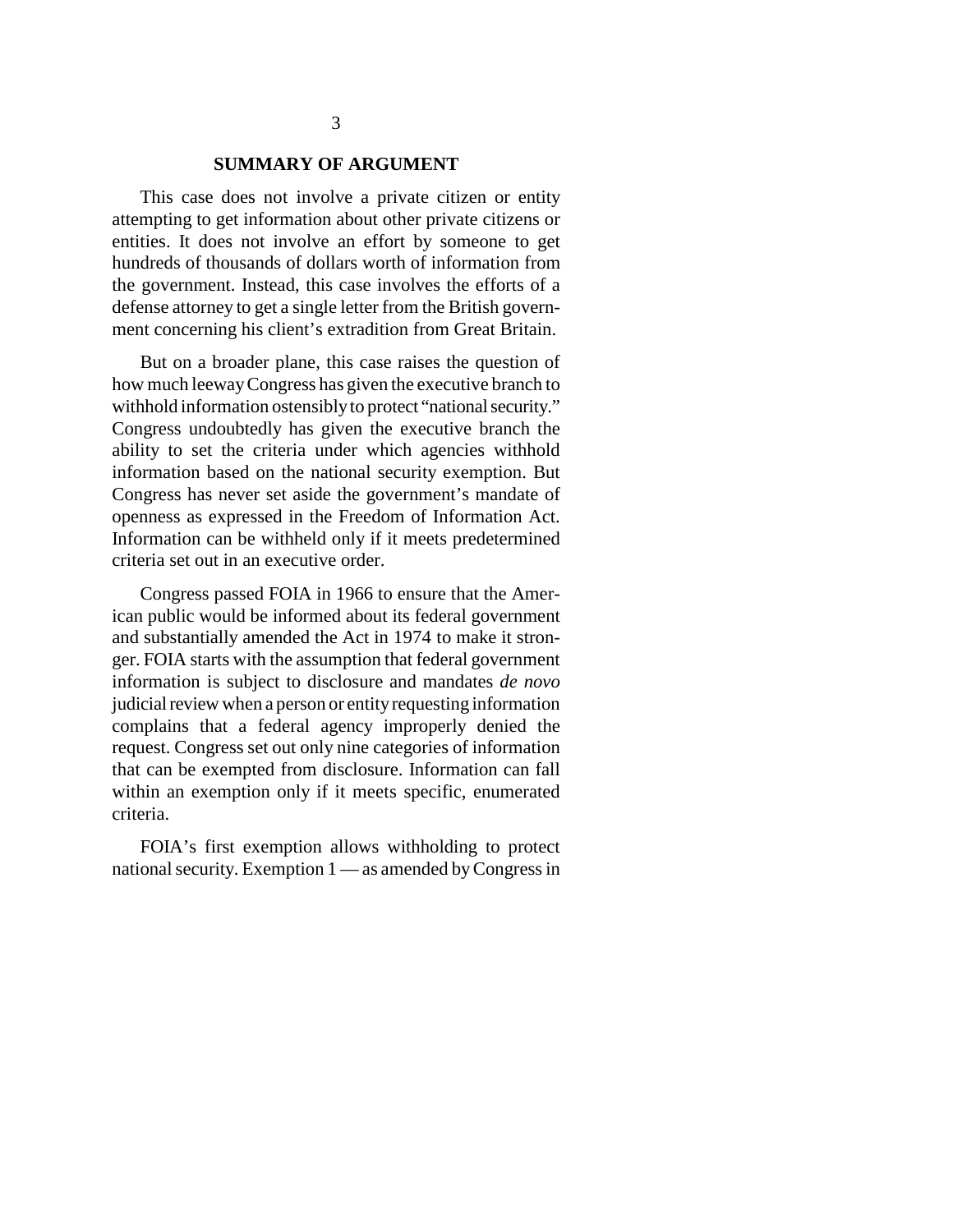## SUMMARY OF ARGUMENT

This case does not involve a private citizen or entity attempting to get information about other private citizens or entities. It does not involve an effort by someone to get hundreds of thousands of dollars worth of information from the government. Instead, this case involves the efforts of a defense attorney to get a single letter from the British government concerning his client's extradition from Great Britain.

But on a broader plane, this case raises the question of how much leeway Congress has given the executive branch to withhold information ostensibly to protect "national security." Congress undoubtedly has given the executive branch the ability to set the criteria under which agencies withhold information based on the national security exemption. But Congress has never set aside the government's mandate of openness as expressed in the Freedom of Information Act. Information can be withheld only if it meets predetermined criteria set out in an executive order.

Congress passed FOIA in 1966 to ensure that the American public would be informed about its federal government and substantially amended the Act in 1974 to make it stronger. FOIA starts with the assumption that federal government information is subject to disclosure and mandates *de novo* judicial review when a person or entity requesting information complains that a federal agency improperly denied the request. Congress set out only nine categories of information that can be exempted from disclosure. Information can fall within an exemption only if it meets specific, enumerated criteria.

FOIA's first exemption allows withholding to protect national security. Exemption 1 — as amended by Congress in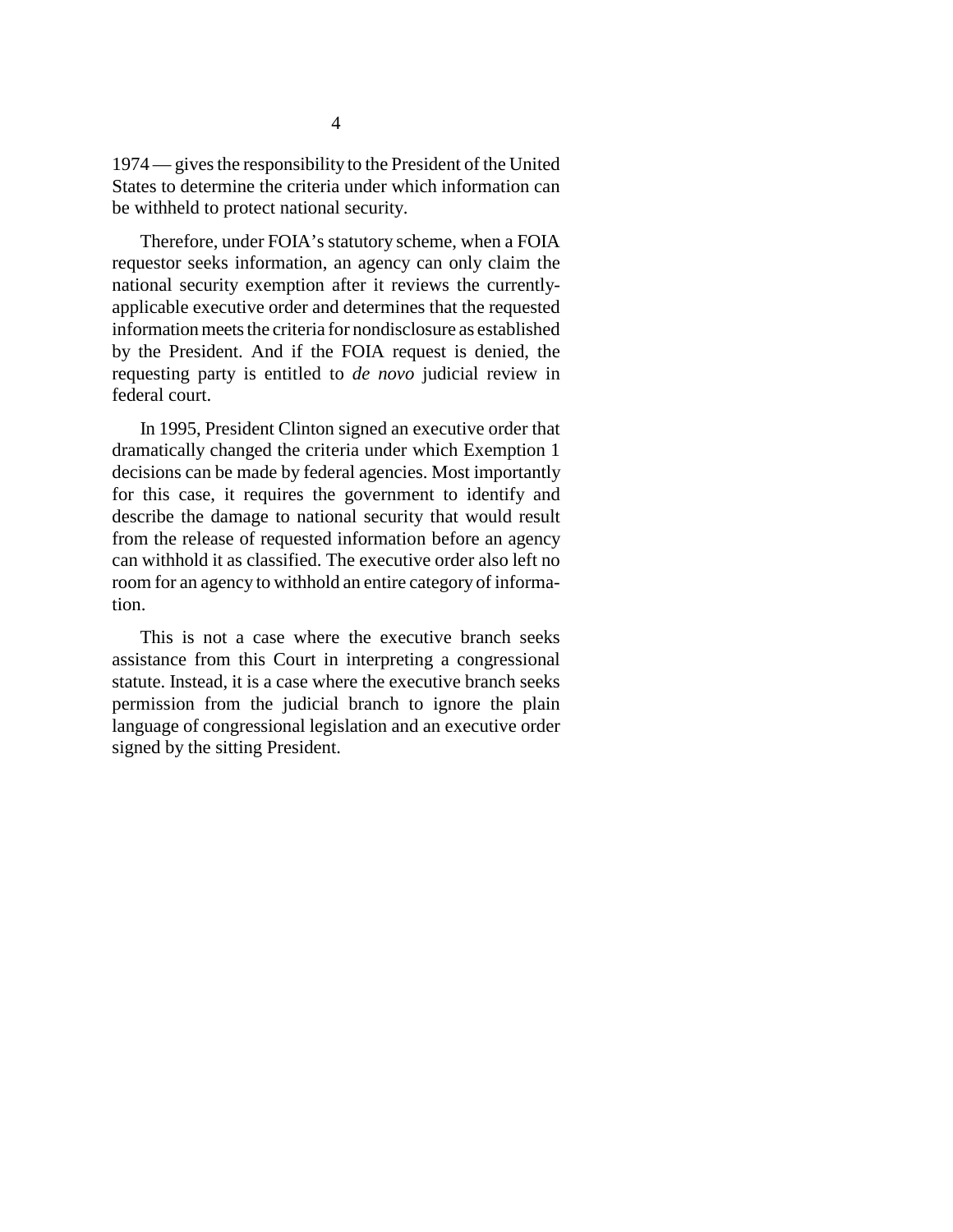1974 — gives the responsibility to the President of the United States to determine the criteria under which information can be withheld to protect national security.

Therefore, under FOIA's statutory scheme, when a FOIA requestor seeks information, an agency can only claim the national security exemption after it reviews the currently-applicable executive order and determines that the requested information meets the criteria for nondisclosure as established by the President. And if the FOIA request is denied, the requesting party is entitled to *de novo* judicial review in federal court.

In 1995, President Clinton signed an executive order that dramatically changed the criteria under which Exemption 1 decisions can be made by federal agencies. Most importantly for this case, it requires the government to identify and describe the damage to national security that would result from the release of requested information before an agency can withhold it as classified. The executive order also left no room for an agency to withhold an entire category of information.

This is not a case where the executive branch seeks assistance from this Court in interpreting a congressional statute. Instead, it is a case where the executive branch seeks permission from the judicial branch to ignore the plain language of congressional legislation and an executive order signed by the sitting President.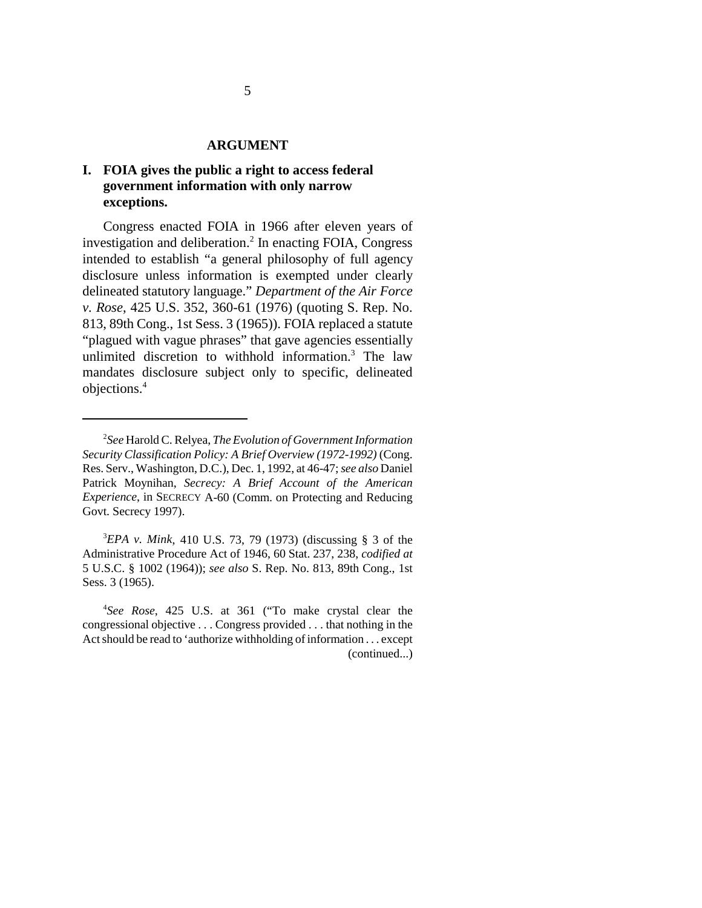## ARGUMENT

### I. FOIA gives the public a right to access federal government information with only narrow exceptions.

Congress enacted FOIA in 1966 after eleven years of investigation and deliberation.[2] In enacting FOIA, Congress intended to establish "a general philosophy of full agency disclosure unless information is exempted under clearly delineated statutory language." *Department of the Air Force v. Rose*, 425 U.S. 352, 360-61 (1976) (quoting S. Rep. No. 813, 89th Cong., 1st Sess. 3 (1965)). FOIA replaced a statute "plagued with vague phrases" that gave agencies essentially unlimited discretion to withhold information.[3] The law mandates disclosure subject only to specific, delineated objections.[4]

---

[2] *See* Harold C. Relyea, *The Evolution of Government Information Security Classification Policy: A Brief Overview (1972-1992)* (Cong. Res. Serv., Washington, D.C.), Dec. 1, 1992, at 46-47; *see also* Daniel Patrick Moynihan, *Secrecy: A Brief Account of the American Experience*, in SECRECY A-60 (Comm. on Protecting and Reducing Govt. Secrecy 1997).

[3] *EPA v. Mink*, 410 U.S. 73, 79 (1973) (discussing § 3 of the Administrative Procedure Act of 1946, 60 Stat. 237, 238, *codified at* 5 U.S.C. § 1002 (1964)); *see also* S. Rep. No. 813, 89th Cong., 1st Sess. 3 (1965).

[4] *See Rose*, 425 U.S. at 361 ("To make crystal clear the congressional objective . . . Congress provided . . . that nothing in the Act should be read to 'authorize withholding of information . . . except (continued...)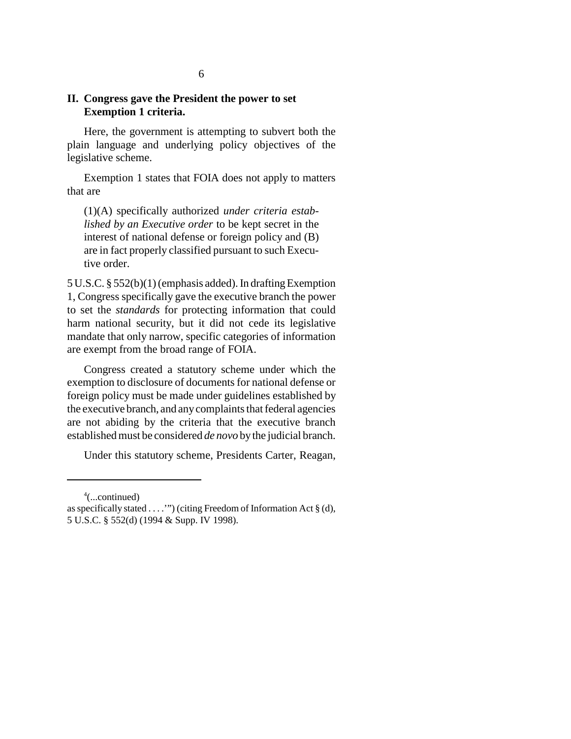## II. Congress gave the President the power to set Exemption 1 criteria.

Here, the government is attempting to subvert both the plain language and underlying policy objectives of the legislative scheme.

Exemption 1 states that FOIA does not apply to matters that are

> (1)(A) specifically authorized *under criteria established by an Executive order* to be kept secret in the interest of national defense or foreign policy and (B) are in fact properly classified pursuant to such Executive order.

5 U.S.C. § 552(b)(1) (emphasis added). In drafting Exemption 1, Congress specifically gave the executive branch the power to set the *standards* for protecting information that could harm national security, but it did not cede its legislative mandate that only narrow, specific categories of information are exempt from the broad range of FOIA.

Congress created a statutory scheme under which the exemption to disclosure of documents for national defense or foreign policy must be made under guidelines established by the executive branch, and any complaints that federal agencies are not abiding by the criteria that the executive branch established must be considered *de novo* by the judicial branch.

Under this statutory scheme, Presidents Carter, Reagan,

---

[4](...continued)
as specifically stated . . . .'") (citing Freedom of Information Act § (d), 5 U.S.C. § 552(d) (1994 & Supp. IV 1998).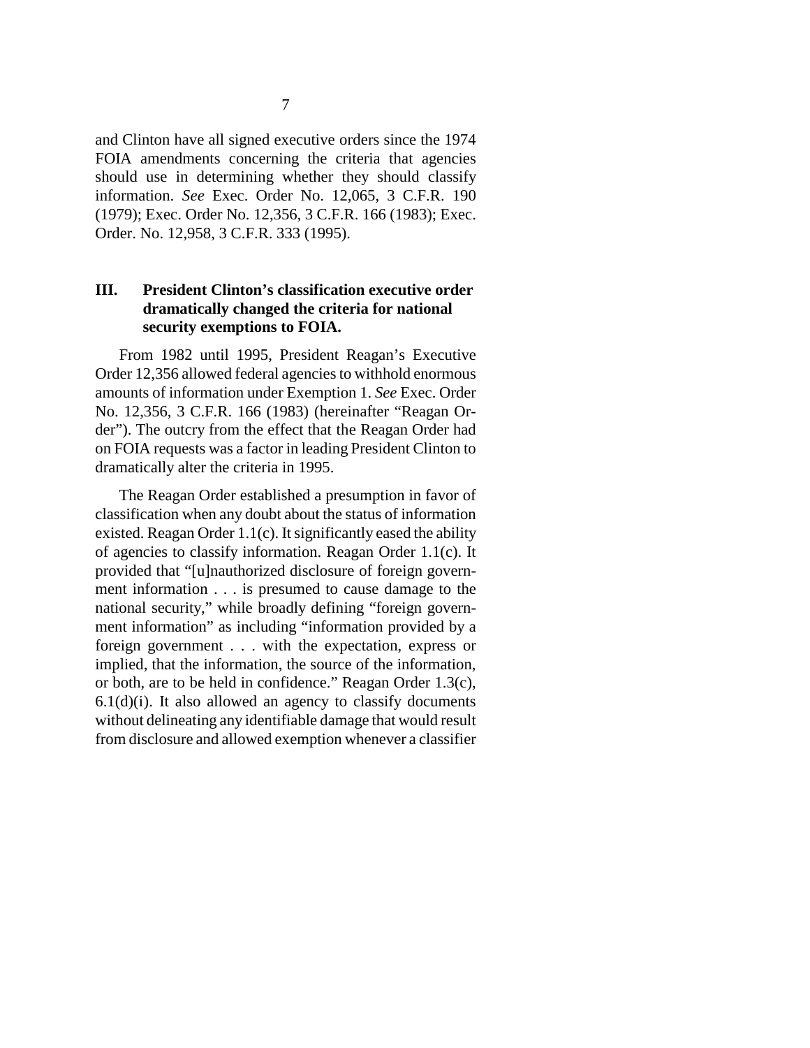and Clinton have all signed executive orders since the 1974 FOIA amendments concerning the criteria that agencies should use in determining whether they should classify information. *See* Exec. Order No. 12,065, 3 C.F.R. 190 (1979); Exec. Order No. 12,356, 3 C.F.R. 166 (1983); Exec. Order. No. 12,958, 3 C.F.R. 333 (1995).

## III. President Clinton's classification executive order dramatically changed the criteria for national security exemptions to FOIA.

From 1982 until 1995, President Reagan's Executive Order 12,356 allowed federal agencies to withhold enormous amounts of information under Exemption 1. *See* Exec. Order No. 12,356, 3 C.F.R. 166 (1983) (hereinafter "Reagan Order"). The outcry from the effect that the Reagan Order had on FOIA requests was a factor in leading President Clinton to dramatically alter the criteria in 1995.

The Reagan Order established a presumption in favor of classification when any doubt about the status of information existed. Reagan Order 1.1(c). It significantly eased the ability of agencies to classify information. Reagan Order 1.1(c). It provided that "[u]nauthorized disclosure of foreign government information . . . is presumed to cause damage to the national security," while broadly defining "foreign government information" as including "information provided by a foreign government . . . with the expectation, express or implied, that the information, the source of the information, or both, are to be held in confidence." Reagan Order 1.3(c), 6.1(d)(i). It also allowed an agency to classify documents without delineating any identifiable damage that would result from disclosure and allowed exemption whenever a classifier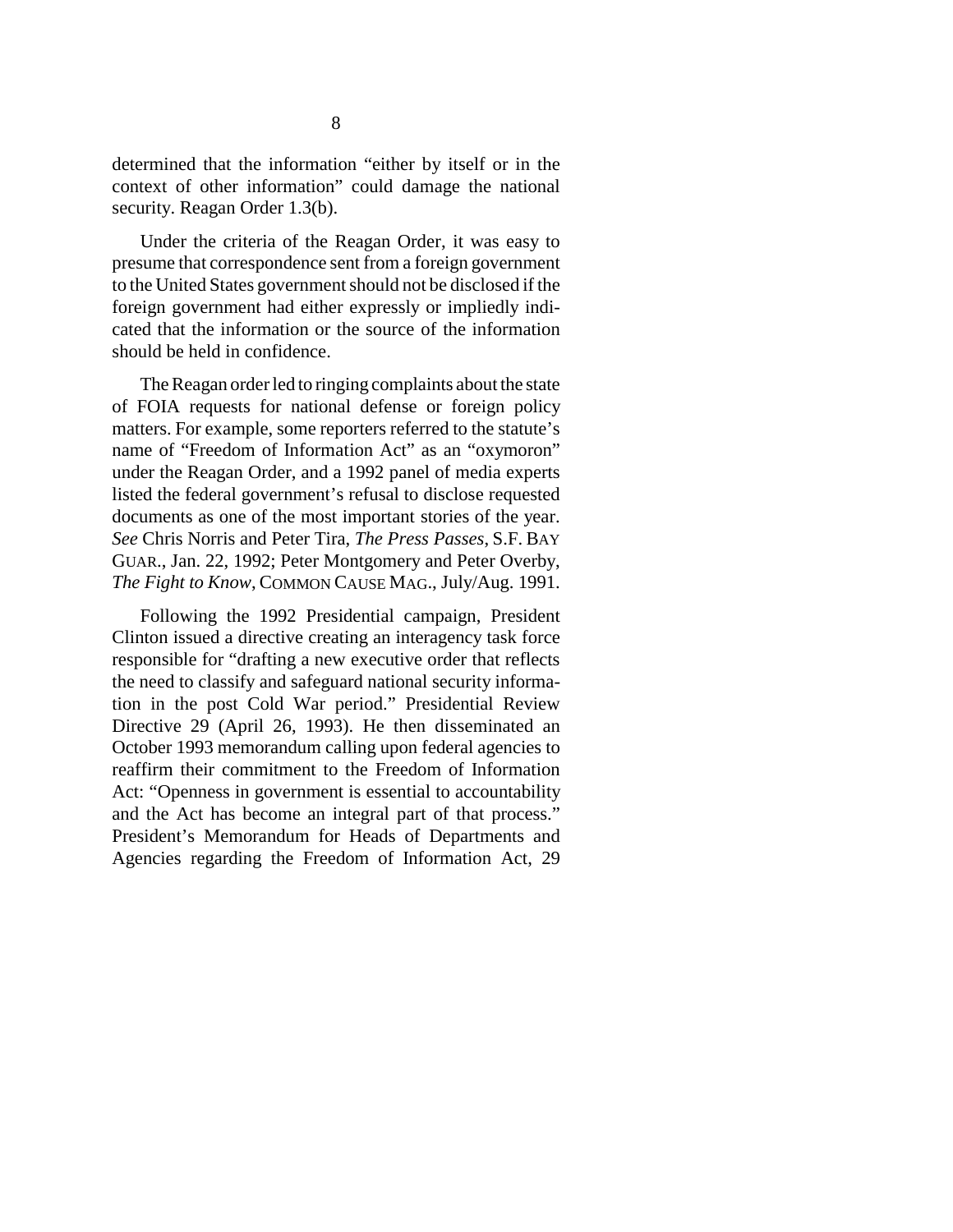determined that the information "either by itself or in the context of other information" could damage the national security. Reagan Order 1.3(b).

Under the criteria of the Reagan Order, it was easy to presume that correspondence sent from a foreign government to the United States government should not be disclosed if the foreign government had either expressly or impliedly indicated that the information or the source of the information should be held in confidence.

The Reagan order led to ringing complaints about the state of FOIA requests for national defense or foreign policy matters. For example, some reporters referred to the statute's name of "Freedom of Information Act" as an "oxymoron" under the Reagan Order, and a 1992 panel of media experts listed the federal government's refusal to disclose requested documents as one of the most important stories of the year. *See* Chris Norris and Peter Tira, *The Press Passes*, S.F. BAY GUAR., Jan. 22, 1992; Peter Montgomery and Peter Overby, *The Fight to Know*, COMMON CAUSE MAG., July/Aug. 1991.

Following the 1992 Presidential campaign, President Clinton issued a directive creating an interagency task force responsible for "drafting a new executive order that reflects the need to classify and safeguard national security information in the post Cold War period." Presidential Review Directive 29 (April 26, 1993). He then disseminated an October 1993 memorandum calling upon federal agencies to reaffirm their commitment to the Freedom of Information Act: "Openness in government is essential to accountability and the Act has become an integral part of that process." President's Memorandum for Heads of Departments and Agencies regarding the Freedom of Information Act, 29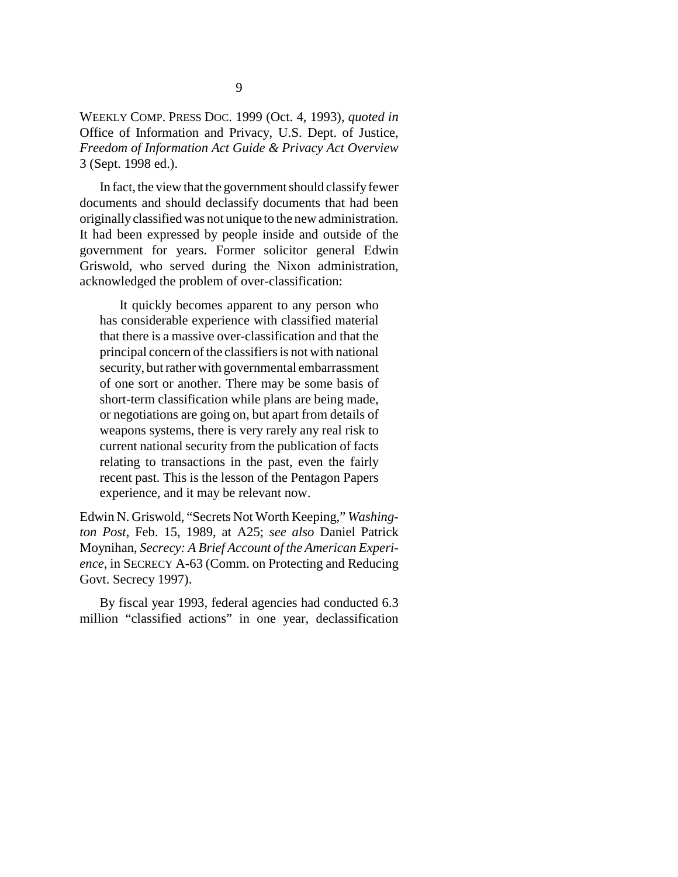WEEKLY COMP. PRESS DOC. 1999 (Oct. 4, 1993), *quoted in* Office of Information and Privacy, U.S. Dept. of Justice, *Freedom of Information Act Guide & Privacy Act Overview* 3 (Sept. 1998 ed.).

In fact, the view that the government should classify fewer documents and should declassify documents that had been originally classified was not unique to the new administration. It had been expressed by people inside and outside of the government for years. Former solicitor general Edwin Griswold, who served during the Nixon administration, acknowledged the problem of over-classification:

> It quickly becomes apparent to any person who has considerable experience with classified material that there is a massive over-classification and that the principal concern of the classifiers is not with national security, but rather with governmental embarrassment of one sort or another. There may be some basis of short-term classification while plans are being made, or negotiations are going on, but apart from details of weapons systems, there is very rarely any real risk to current national security from the publication of facts relating to transactions in the past, even the fairly recent past. This is the lesson of the Pentagon Papers experience, and it may be relevant now.

Edwin N. Griswold, "Secrets Not Worth Keeping," *Washington Post*, Feb. 15, 1989, at A25; *see also* Daniel Patrick Moynihan, *Secrecy: A Brief Account of the American Experience*, in SECRECY A-63 (Comm. on Protecting and Reducing Govt. Secrecy 1997).

By fiscal year 1993, federal agencies had conducted 6.3 million "classified actions" in one year, declassification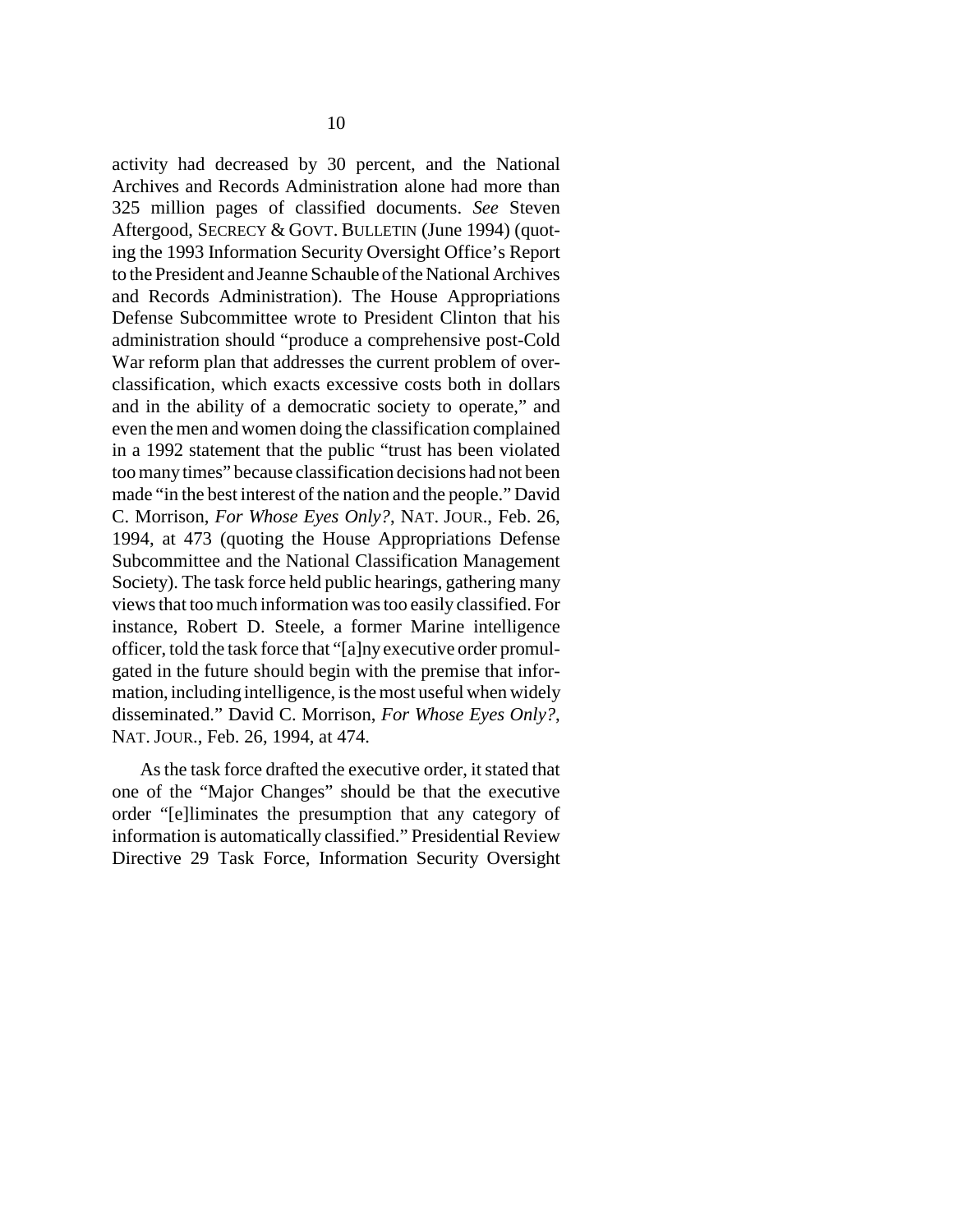activity had decreased by 30 percent, and the National Archives and Records Administration alone had more than 325 million pages of classified documents. *See* Steven Aftergood, SECRECY & GOVT. BULLETIN (June 1994) (quoting the 1993 Information Security Oversight Office's Report to the President and Jeanne Schauble of the National Archives and Records Administration). The House Appropriations Defense Subcommittee wrote to President Clinton that his administration should "produce a comprehensive post-Cold War reform plan that addresses the current problem of over-classification, which exacts excessive costs both in dollars and in the ability of a democratic society to operate," and even the men and women doing the classification complained in a 1992 statement that the public "trust has been violated too many times" because classification decisions had not been made "in the best interest of the nation and the people." David C. Morrison, *For Whose Eyes Only?*, NAT. JOUR., Feb. 26, 1994, at 473 (quoting the House Appropriations Defense Subcommittee and the National Classification Management Society). The task force held public hearings, gathering many views that too much information was too easily classified. For instance, Robert D. Steele, a former Marine intelligence officer, told the task force that "[a]ny executive order promulgated in the future should begin with the premise that information, including intelligence, is the most useful when widely disseminated." David C. Morrison, *For Whose Eyes Only?*, NAT. JOUR., Feb. 26, 1994, at 474.

As the task force drafted the executive order, it stated that one of the "Major Changes" should be that the executive order "[e]liminates the presumption that any category of information is automatically classified." Presidential Review Directive 29 Task Force, Information Security Oversight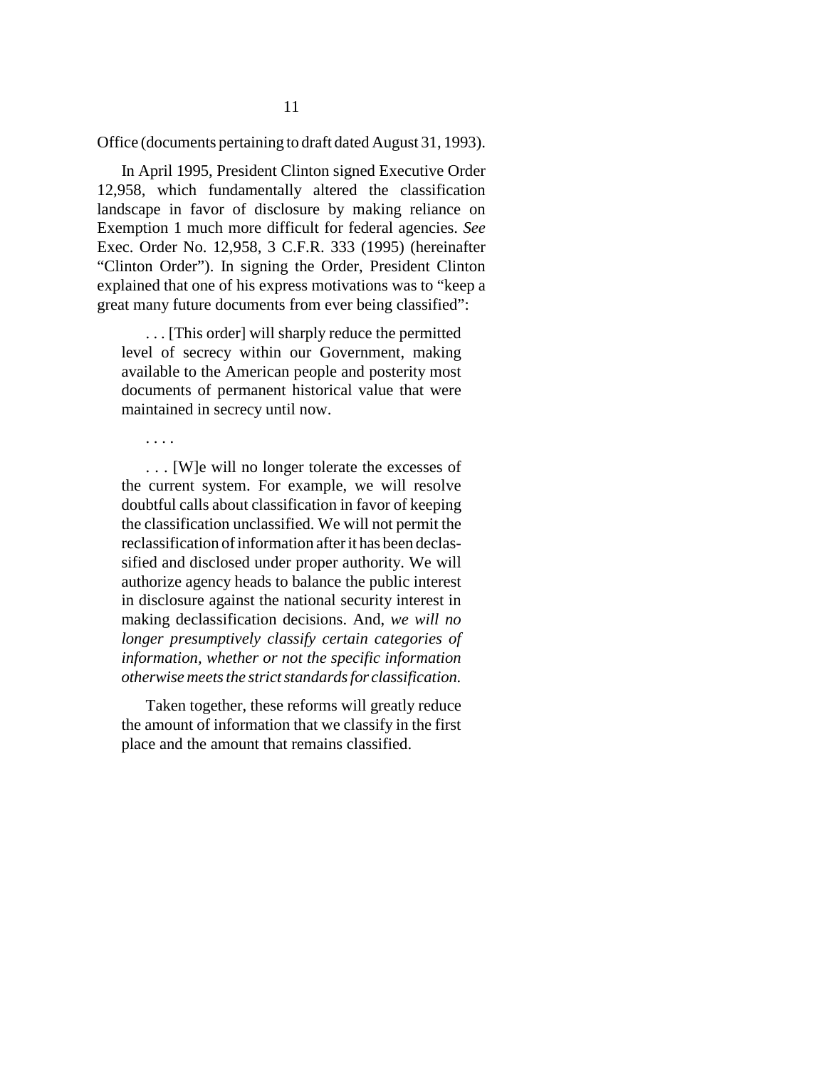Office (documents pertaining to draft dated August 31, 1993).

In April 1995, President Clinton signed Executive Order 12,958, which fundamentally altered the classification landscape in favor of disclosure by making reliance on Exemption 1 much more difficult for federal agencies. *See* Exec. Order No. 12,958, 3 C.F.R. 333 (1995) (hereinafter "Clinton Order"). In signing the Order, President Clinton explained that one of his express motivations was to "keep a great many future documents from ever being classified":

> . . . [This order] will sharply reduce the permitted level of secrecy within our Government, making available to the American people and posterity most documents of permanent historical value that were maintained in secrecy until now.
>
> . . . .
>
> . . . [W]e will no longer tolerate the excesses of the current system. For example, we will resolve doubtful calls about classification in favor of keeping the classification unclassified. We will not permit the reclassification of information after it has been declassified and disclosed under proper authority. We will authorize agency heads to balance the public interest in disclosure against the national security interest in making declassification decisions. And, *we will no longer presumptively classify certain categories of information, whether or not the specific information otherwise meets the strict standards for classification.*
>
> Taken together, these reforms will greatly reduce the amount of information that we classify in the first place and the amount that remains classified.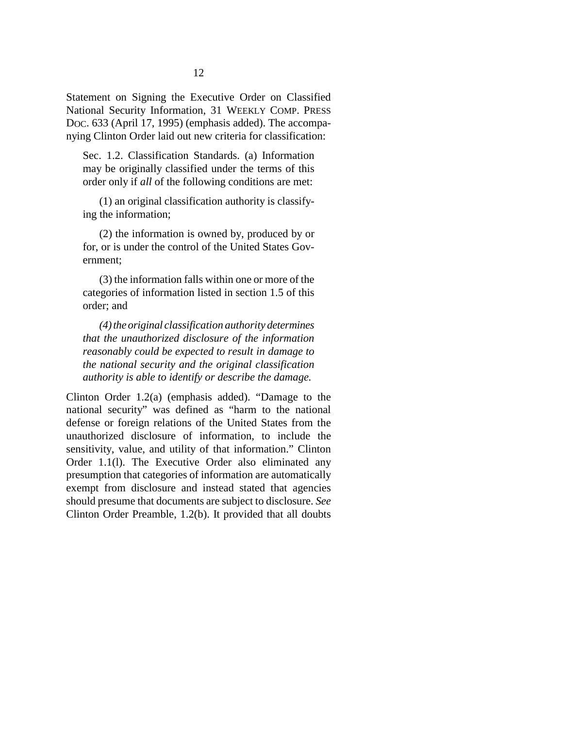Statement on Signing the Executive Order on Classified National Security Information, 31 WEEKLY COMP. PRESS DOC. 633 (April 17, 1995) (emphasis added). The accompanying Clinton Order laid out new criteria for classification:

> Sec. 1.2. Classification Standards. (a) Information may be originally classified under the terms of this order only if *all* of the following conditions are met:
>
> (1) an original classification authority is classifying the information;
>
> (2) the information is owned by, produced by or for, or is under the control of the United States Government;
>
> (3) the information falls within one or more of the categories of information listed in section 1.5 of this order; and
>
> *(4) the original classification authority determines that the unauthorized disclosure of the information reasonably could be expected to result in damage to the national security and the original classification authority is able to identify or describe the damage.*

Clinton Order 1.2(a) (emphasis added). "Damage to the national security" was defined as "harm to the national defense or foreign relations of the United States from the unauthorized disclosure of information, to include the sensitivity, value, and utility of that information." Clinton Order 1.1(l). The Executive Order also eliminated any presumption that categories of information are automatically exempt from disclosure and instead stated that agencies should presume that documents are subject to disclosure. *See* Clinton Order Preamble, 1.2(b). It provided that all doubts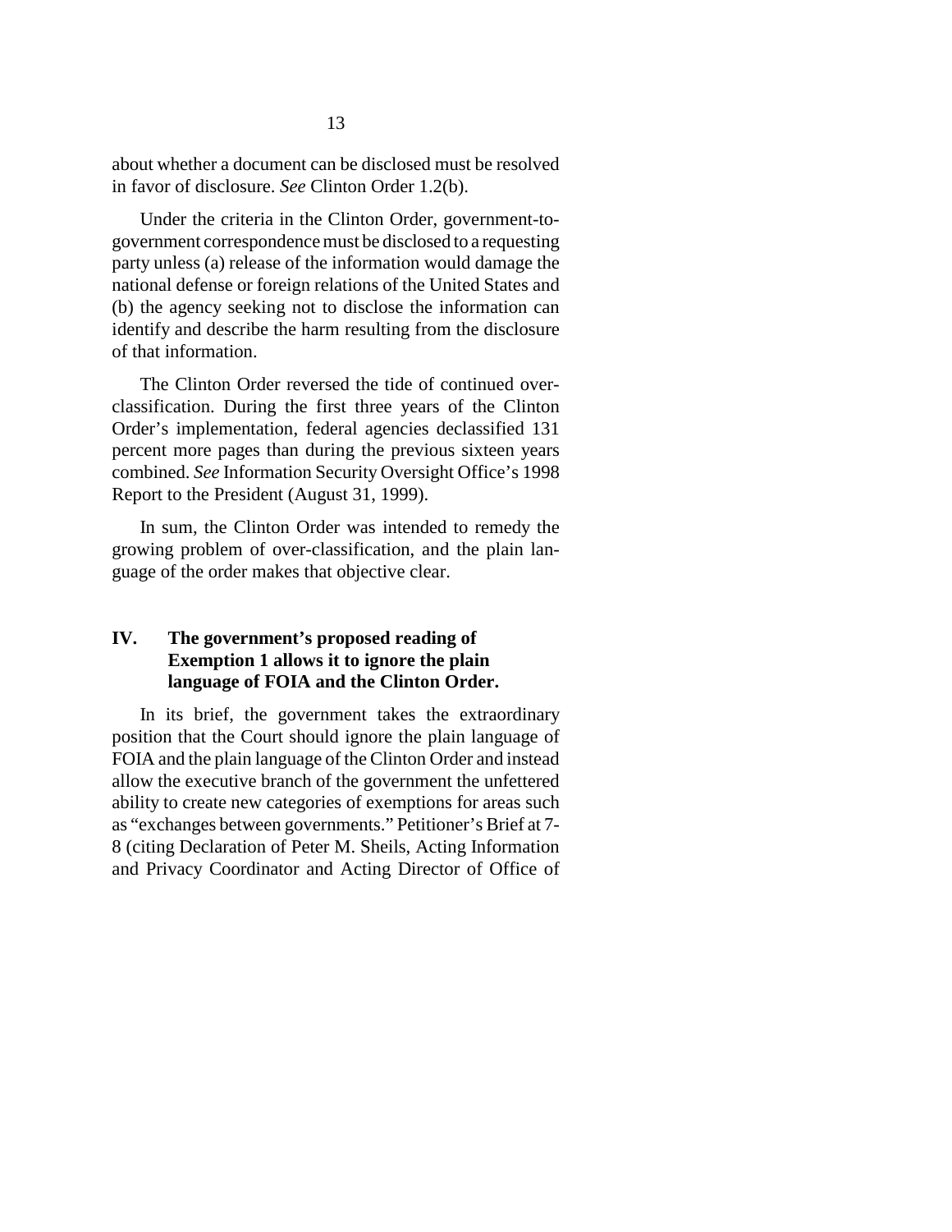about whether a document can be disclosed must be resolved in favor of disclosure. *See* Clinton Order 1.2(b).

Under the criteria in the Clinton Order, government-to-government correspondence must be disclosed to a requesting party unless (a) release of the information would damage the national defense or foreign relations of the United States and (b) the agency seeking not to disclose the information can identify and describe the harm resulting from the disclosure of that information.

The Clinton Order reversed the tide of continued over-classification. During the first three years of the Clinton Order's implementation, federal agencies declassified 131 percent more pages than during the previous sixteen years combined. *See* Information Security Oversight Office's 1998 Report to the President (August 31, 1999).

In sum, the Clinton Order was intended to remedy the growing problem of over-classification, and the plain language of the order makes that objective clear.

## IV. The government's proposed reading of Exemption 1 allows it to ignore the plain language of FOIA and the Clinton Order.

In its brief, the government takes the extraordinary position that the Court should ignore the plain language of FOIA and the plain language of the Clinton Order and instead allow the executive branch of the government the unfettered ability to create new categories of exemptions for areas such as "exchanges between governments." Petitioner's Brief at 7-8 (citing Declaration of Peter M. Sheils, Acting Information and Privacy Coordinator and Acting Director of Office of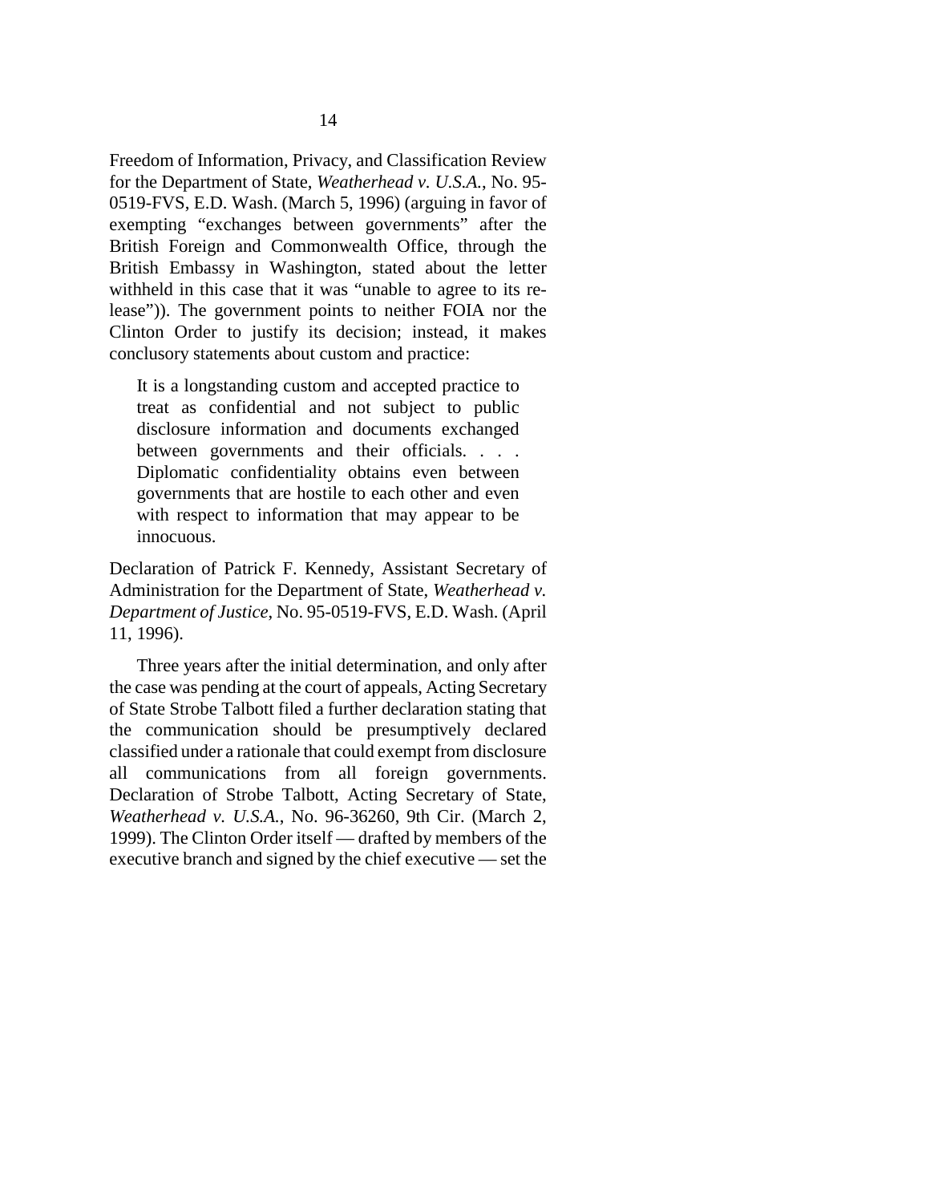Freedom of Information, Privacy, and Classification Review for the Department of State, *Weatherhead v. U.S.A.*, No. 95-0519-FVS, E.D. Wash. (March 5, 1996) (arguing in favor of exempting "exchanges between governments" after the British Foreign and Commonwealth Office, through the British Embassy in Washington, stated about the letter withheld in this case that it was "unable to agree to its release")). The government points to neither FOIA nor the Clinton Order to justify its decision; instead, it makes conclusory statements about custom and practice:

> It is a longstanding custom and accepted practice to treat as confidential and not subject to public disclosure information and documents exchanged between governments and their officials. . . . Diplomatic confidentiality obtains even between governments that are hostile to each other and even with respect to information that may appear to be innocuous.

Declaration of Patrick F. Kennedy, Assistant Secretary of Administration for the Department of State, *Weatherhead v. Department of Justice*, No. 95-0519-FVS, E.D. Wash. (April 11, 1996).

Three years after the initial determination, and only after the case was pending at the court of appeals, Acting Secretary of State Strobe Talbott filed a further declaration stating that the communication should be presumptively declared classified under a rationale that could exempt from disclosure all communications from all foreign governments. Declaration of Strobe Talbott, Acting Secretary of State, *Weatherhead v. U.S.A.*, No. 96-36260, 9th Cir. (March 2, 1999). The Clinton Order itself — drafted by members of the executive branch and signed by the chief executive — set the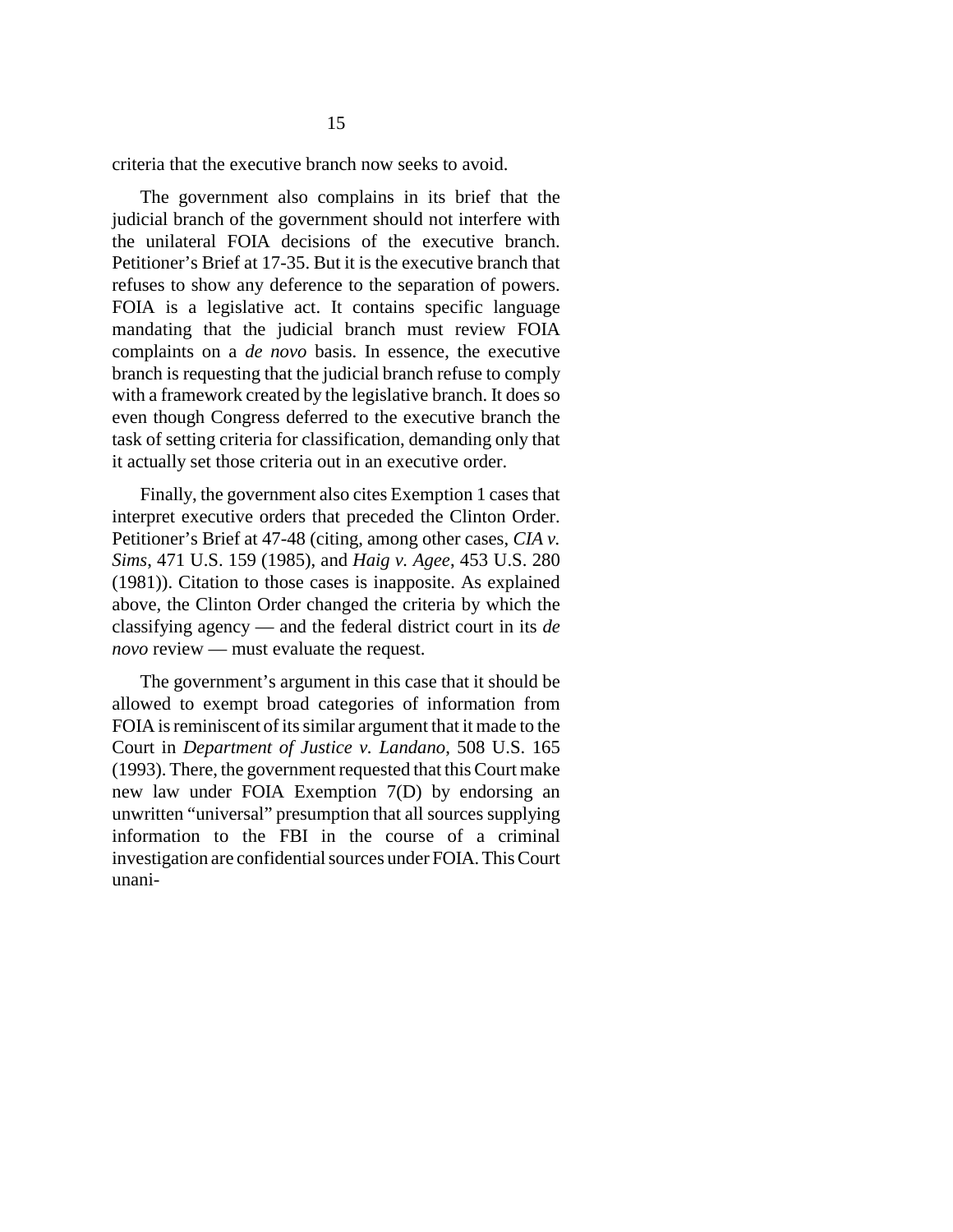criteria that the executive branch now seeks to avoid.

The government also complains in its brief that the judicial branch of the government should not interfere with the unilateral FOIA decisions of the executive branch. Petitioner's Brief at 17-35. But it is the executive branch that refuses to show any deference to the separation of powers. FOIA is a legislative act. It contains specific language mandating that the judicial branch must review FOIA complaints on a *de novo* basis. In essence, the executive branch is requesting that the judicial branch refuse to comply with a framework created by the legislative branch. It does so even though Congress deferred to the executive branch the task of setting criteria for classification, demanding only that it actually set those criteria out in an executive order.

Finally, the government also cites Exemption 1 cases that interpret executive orders that preceded the Clinton Order. Petitioner's Brief at 47-48 (citing, among other cases, *CIA v. Sims*, 471 U.S. 159 (1985), and *Haig v. Agee*, 453 U.S. 280 (1981)). Citation to those cases is inapposite. As explained above, the Clinton Order changed the criteria by which the classifying agency — and the federal district court in its *de novo* review — must evaluate the request.

The government's argument in this case that it should be allowed to exempt broad categories of information from FOIA is reminiscent of its similar argument that it made to the Court in *Department of Justice v. Landano*, 508 U.S. 165 (1993). There, the government requested that this Court make new law under FOIA Exemption 7(D) by endorsing an unwritten "universal" presumption that all sources supplying information to the FBI in the course of a criminal investigation are confidential sources under FOIA. This Court unani-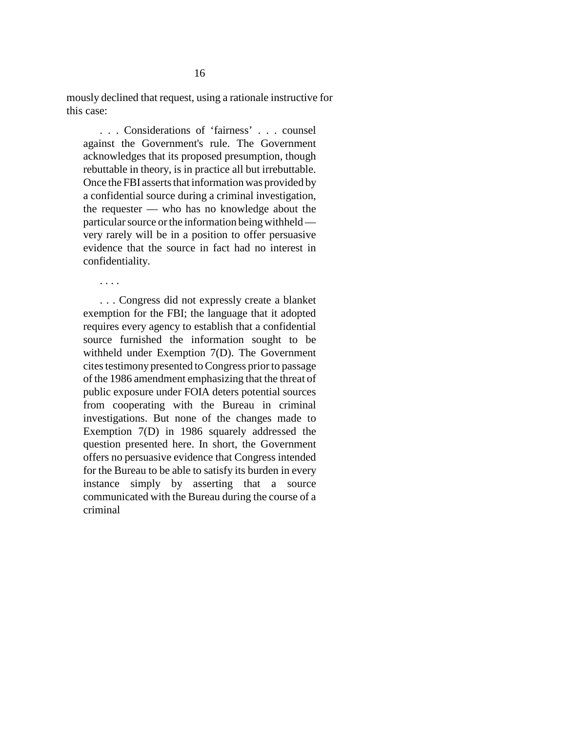mously declined that request, using a rationale instructive for this case:

> . . . Considerations of 'fairness' . . . counsel against the Government's rule. The Government acknowledges that its proposed presumption, though rebuttable in theory, is in practice all but irrebuttable. Once the FBI asserts that information was provided by a confidential source during a criminal investigation, the requester — who has no knowledge about the particular source or the information being withheld — very rarely will be in a position to offer persuasive evidence that the source in fact had no interest in confidentiality.
>
> . . . .
>
> . . . Congress did not expressly create a blanket exemption for the FBI; the language that it adopted requires every agency to establish that a confidential source furnished the information sought to be withheld under Exemption 7(D). The Government cites testimony presented to Congress prior to passage of the 1986 amendment emphasizing that the threat of public exposure under FOIA deters potential sources from cooperating with the Bureau in criminal investigations. But none of the changes made to Exemption 7(D) in 1986 squarely addressed the question presented here. In short, the Government offers no persuasive evidence that Congress intended for the Bureau to be able to satisfy its burden in every instance simply by asserting that a source communicated with the Bureau during the course of a criminal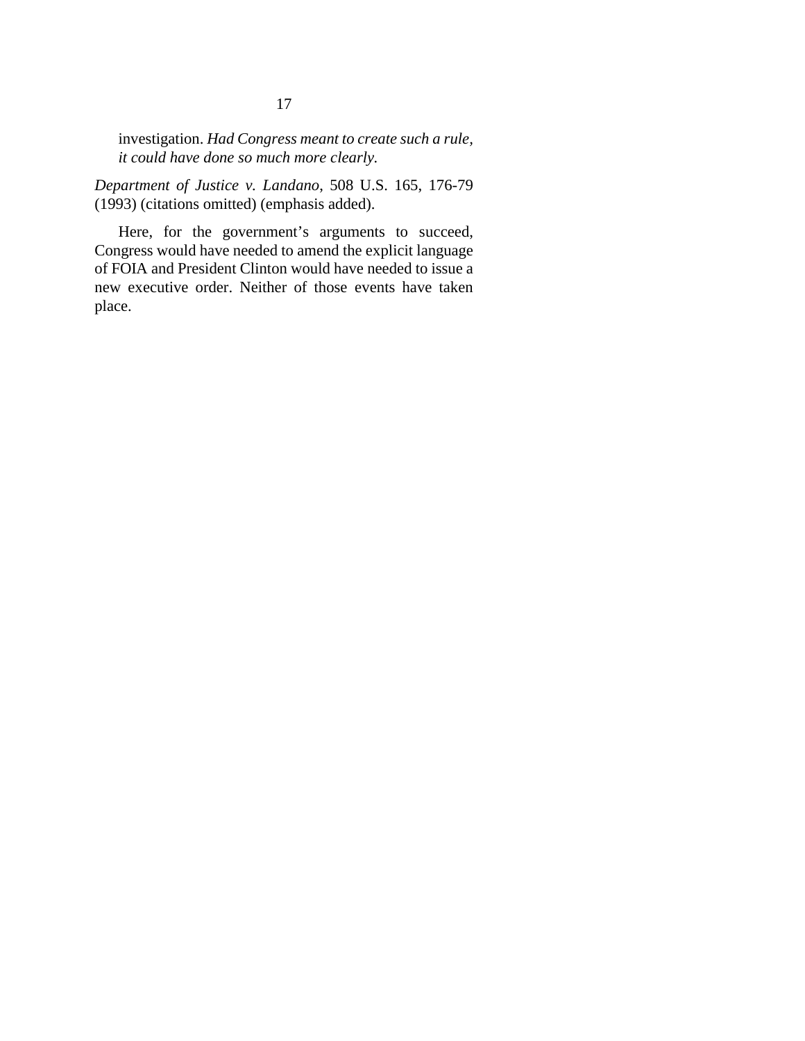investigation. *Had Congress meant to create such a rule, it could have done so much more clearly.*

*Department of Justice v. Landano*, 508 U.S. 165, 176-79 (1993) (citations omitted) (emphasis added).

Here, for the government's arguments to succeed, Congress would have needed to amend the explicit language of FOIA and President Clinton would have needed to issue a new executive order. Neither of those events have taken place.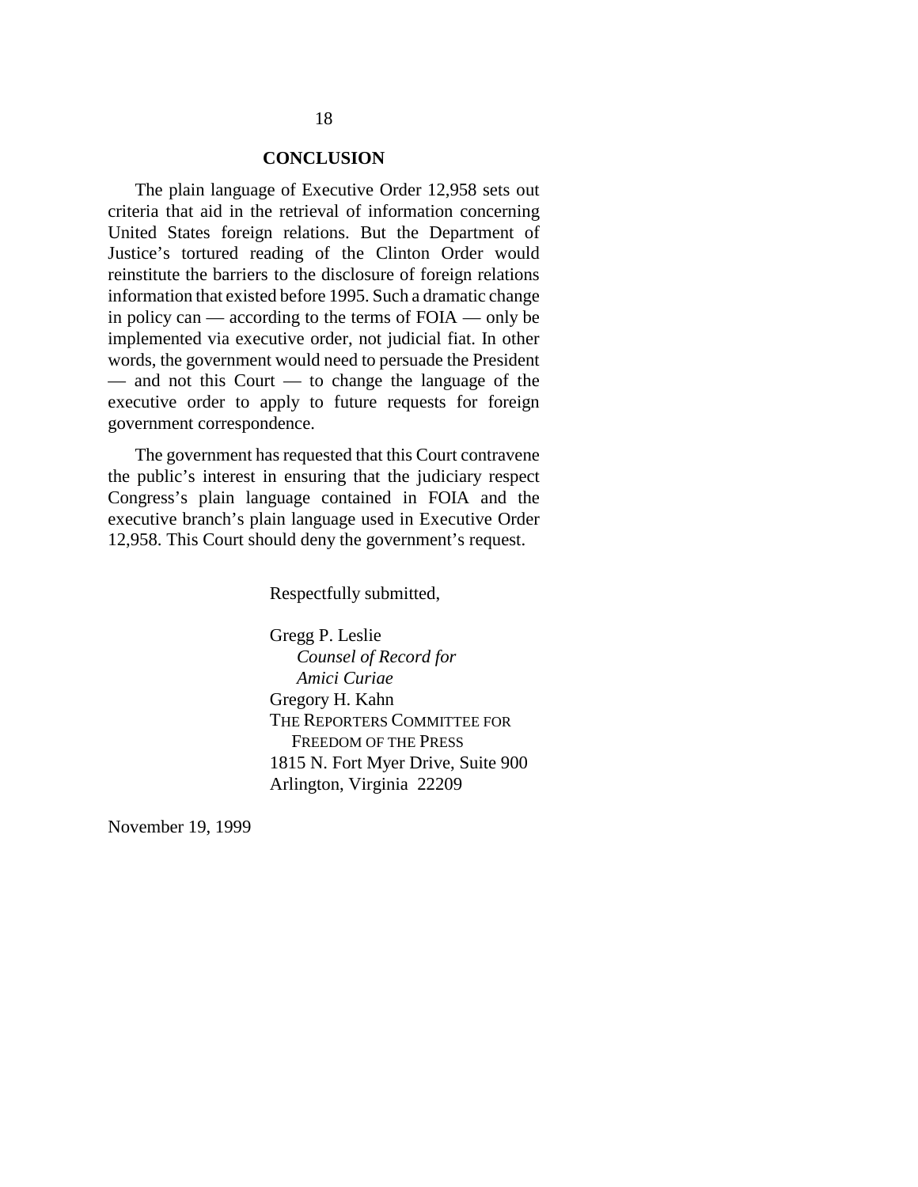## CONCLUSION

The plain language of Executive Order 12,958 sets out criteria that aid in the retrieval of information concerning United States foreign relations. But the Department of Justice's tortured reading of the Clinton Order would reinstitute the barriers to the disclosure of foreign relations information that existed before 1995. Such a dramatic change in policy can — according to the terms of FOIA — only be implemented via executive order, not judicial fiat. In other words, the government would need to persuade the President — and not this Court — to change the language of the executive order to apply to future requests for foreign government correspondence.

The government has requested that this Court contravene the public's interest in ensuring that the judiciary respect Congress's plain language contained in FOIA and the executive branch's plain language used in Executive Order 12,958. This Court should deny the government's request.

Respectfully submitted,

Gregg P. Leslie
*Counsel of Record for*
*Amici Curiae*
Gregory H. Kahn
THE REPORTERS COMMITTEE FOR
FREEDOM OF THE PRESS
1815 N. Fort Myer Drive, Suite 900
Arlington, Virginia 22209

November 19, 1999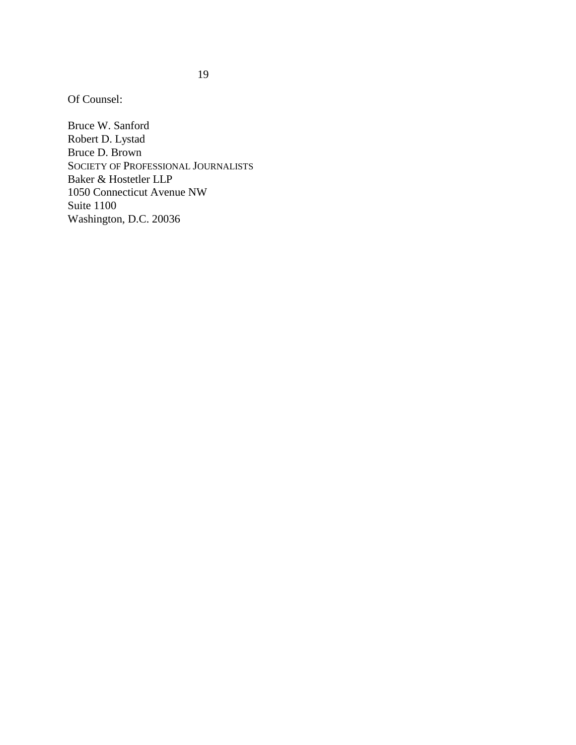Of Counsel:

Bruce W. Sanford
Robert D. Lystad
Bruce D. Brown
SOCIETY OF PROFESSIONAL JOURNALISTS
Baker & Hostetler LLP
1050 Connecticut Avenue NW
Suite 1100
Washington, D.C. 20036